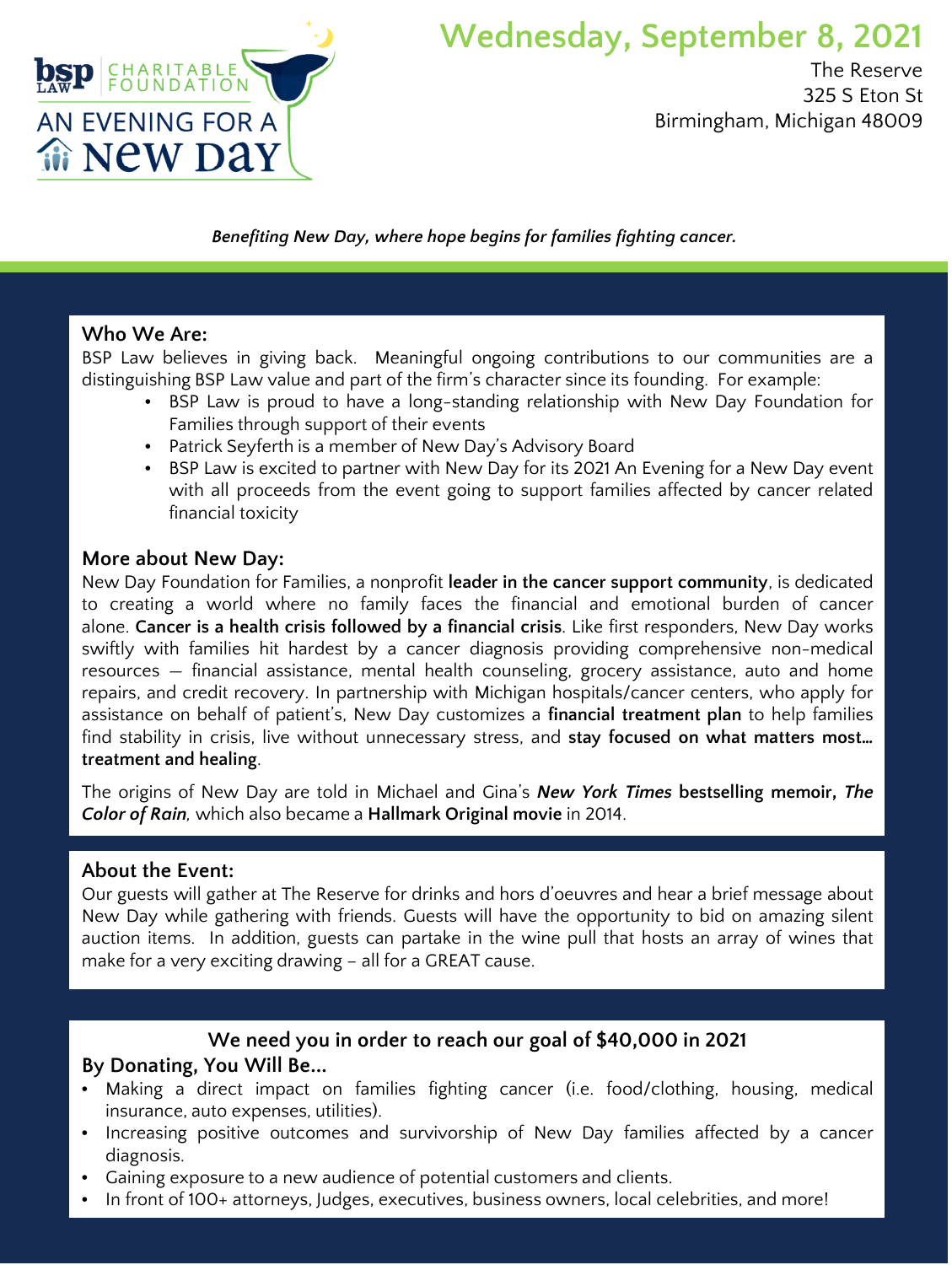BSP LAW CHARITABLE FOUNDATION

# AN EVENING FOR A NEW DAY

## Wednesday, September 8, 2021

The Reserve
325 S Eton St
Birmingham, Michigan 48009

***Benefiting New Day, where hope begins for families fighting cancer.***

### Who We Are:

BSP Law believes in giving back. Meaningful ongoing contributions to our communities are a distinguishing BSP Law value and part of the firm's character since its founding. For example:

- BSP Law is proud to have a long-standing relationship with New Day Foundation for Families through support of their events
- Patrick Seyferth is a member of New Day's Advisory Board
- BSP Law is excited to partner with New Day for its 2021 An Evening for a New Day event with all proceeds from the event going to support families affected by cancer related financial toxicity

### More about New Day:

New Day Foundation for Families, a nonprofit **leader in the cancer support community**, is dedicated to creating a world where no family faces the financial and emotional burden of cancer alone. **Cancer is a health crisis followed by a financial crisis**. Like first responders, New Day works swiftly with families hit hardest by a cancer diagnosis providing comprehensive non-medical resources — financial assistance, mental health counseling, grocery assistance, auto and home repairs, and credit recovery. In partnership with Michigan hospitals/cancer centers, who apply for assistance on behalf of patient's, New Day customizes a **financial treatment plan** to help families find stability in crisis, live without unnecessary stress, and **stay focused on what matters most... treatment and healing**.

The origins of New Day are told in Michael and Gina's ***New York Times*** **bestselling memoir,** ***The Color of Rain***, which also became a **Hallmark Original movie** in 2014.

### About the Event:

Our guests will gather at The Reserve for drinks and hors d'oeuvres and hear a brief message about New Day while gathering with friends. Guests will have the opportunity to bid on amazing silent auction items. In addition, guests can partake in the wine pull that hosts an array of wines that make for a very exciting drawing – all for a GREAT cause.

### We need you in order to reach our goal of $40,000 in 2021

### By Donating, You Will Be...

- Making a direct impact on families fighting cancer (i.e. food/clothing, housing, medical insurance, auto expenses, utilities).
- Increasing positive outcomes and survivorship of New Day families affected by a cancer diagnosis.
- Gaining exposure to a new audience of potential customers and clients.
- In front of 100+ attorneys, Judges, executives, business owners, local celebrities, and more!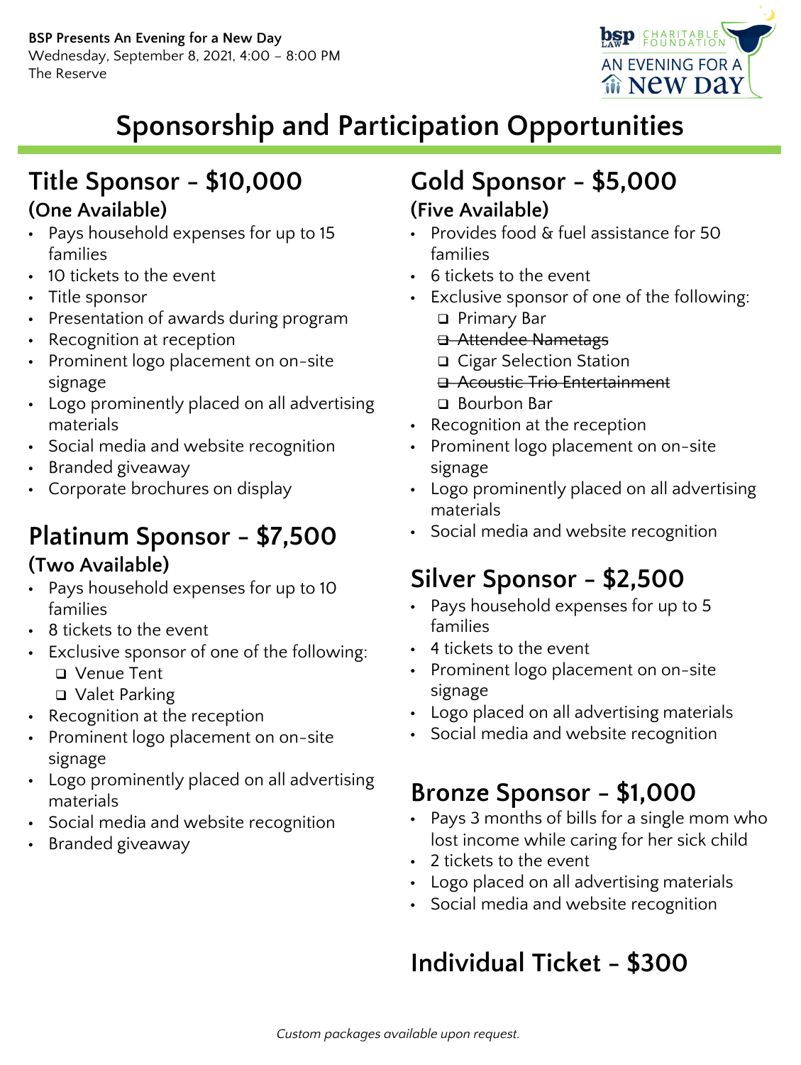**BSP Presents An Evening for a New Day**
Wednesday, September 8, 2021, 4:00 – 8:00 PM
The Reserve

# Sponsorship and Participation Opportunities

## Title Sponsor – $10,000
### (One Available)

- Pays household expenses for up to 15 families
- 10 tickets to the event
- Title sponsor
- Presentation of awards during program
- Recognition at reception
- Prominent logo placement on on-site signage
- Logo prominently placed on all advertising materials
- Social media and website recognition
- Branded giveaway
- Corporate brochures on display

## Platinum Sponsor – $7,500
### (Two Available)

- Pays household expenses for up to 10 families
- 8 tickets to the event
- Exclusive sponsor of one of the following:
  - ❑ Venue Tent
  - ❑ Valet Parking
- Recognition at the reception
- Prominent logo placement on on-site signage
- Logo prominently placed on all advertising materials
- Social media and website recognition
- Branded giveaway

## Gold Sponsor – $5,000
### (Five Available)

- Provides food & fuel assistance for 50 families
- 6 tickets to the event
- Exclusive sponsor of one of the following:
  - ❑ Primary Bar
  - ~~❑ Attendee Nametags~~
  - ❑ Cigar Selection Station
  - ~~❑ Acoustic Trio Entertainment~~
  - ❑ Bourbon Bar
- Recognition at the reception
- Prominent logo placement on on-site signage
- Logo prominently placed on all advertising materials
- Social media and website recognition

## Silver Sponsor – $2,500

- Pays household expenses for up to 5 families
- 4 tickets to the event
- Prominent logo placement on on-site signage
- Logo placed on all advertising materials
- Social media and website recognition

## Bronze Sponsor – $1,000

- Pays 3 months of bills for a single mom who lost income while caring for her sick child
- 2 tickets to the event
- Logo placed on all advertising materials
- Social media and website recognition

## Individual Ticket – $300

*Custom packages available upon request.*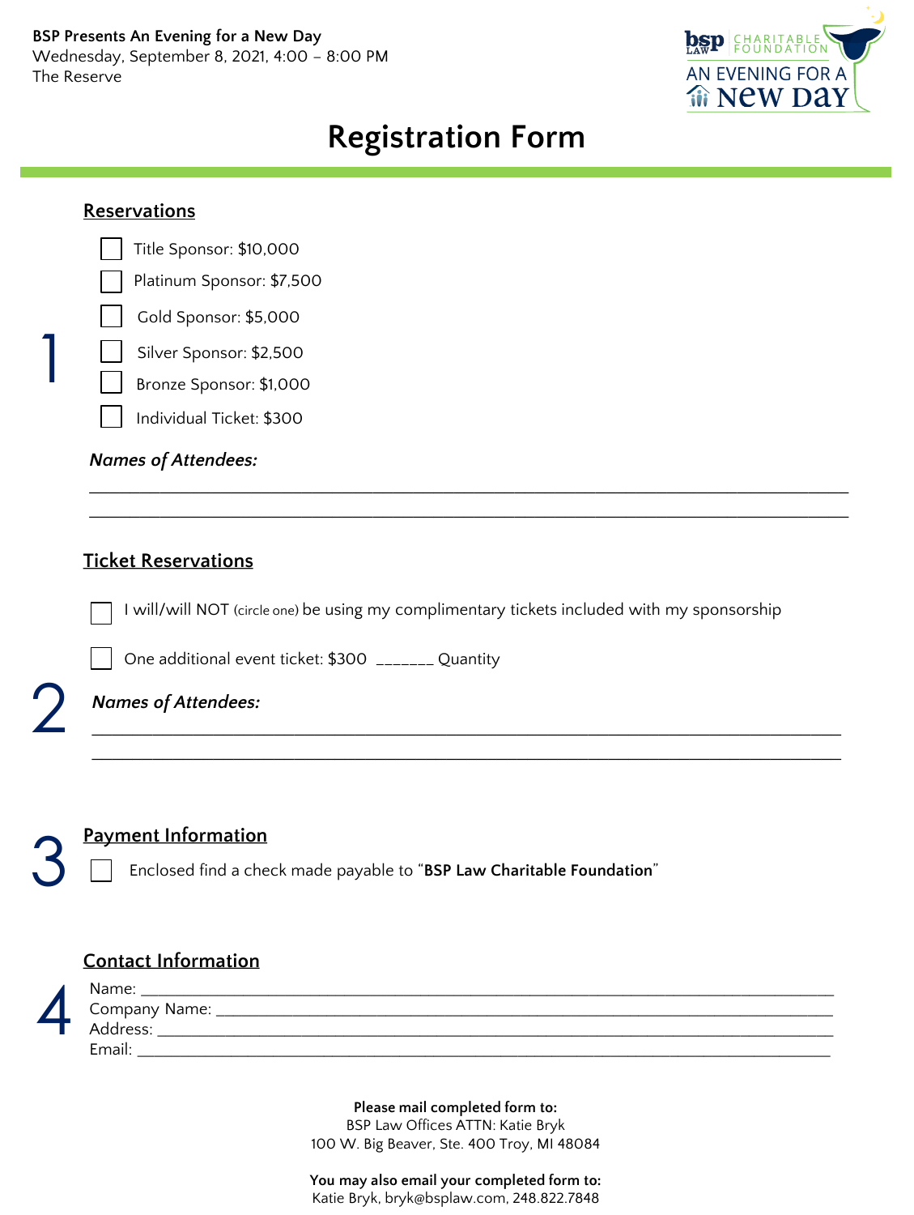**BSP Presents An Evening for a New Day**
Wednesday, September 8, 2021, 4:00 – 8:00 PM
The Reserve

bsp LAW CHARITABLE FOUNDATION
AN EVENING FOR A NEW DAY

# Registration Form

1

## Reservations

- ☐ Title Sponsor: $10,000
- ☐ Platinum Sponsor: $7,500
- ☐ Gold Sponsor: $5,000
- ☐ Silver Sponsor: $2,500
- ☐ Bronze Sponsor: $1,000
- ☐ Individual Ticket: $300

***Names of Attendees:***

______________________________________________________________________________

______________________________________________________________________________

2

## Ticket Reservations

- ☐ I will/will NOT (circle one) be using my complimentary tickets included with my sponsorship
- ☐ One additional event ticket: $300 _______ Quantity

***Names of Attendees:***

______________________________________________________________________________

______________________________________________________________________________

3

## Payment Information

- ☐ Enclosed find a check made payable to "**BSP Law Charitable Foundation**"

4

## Contact Information

Name: ______________________________________________________________________

Company Name: ______________________________________________________________

Address: ____________________________________________________________________

Email: ______________________________________________________________________

**Please mail completed form to:**
BSP Law Offices ATTN: Katie Bryk
100 W. Big Beaver, Ste. 400 Troy, MI 48084

**You may also email your completed form to:**
Katie Bryk, bryk@bsplaw.com, 248.822.7848